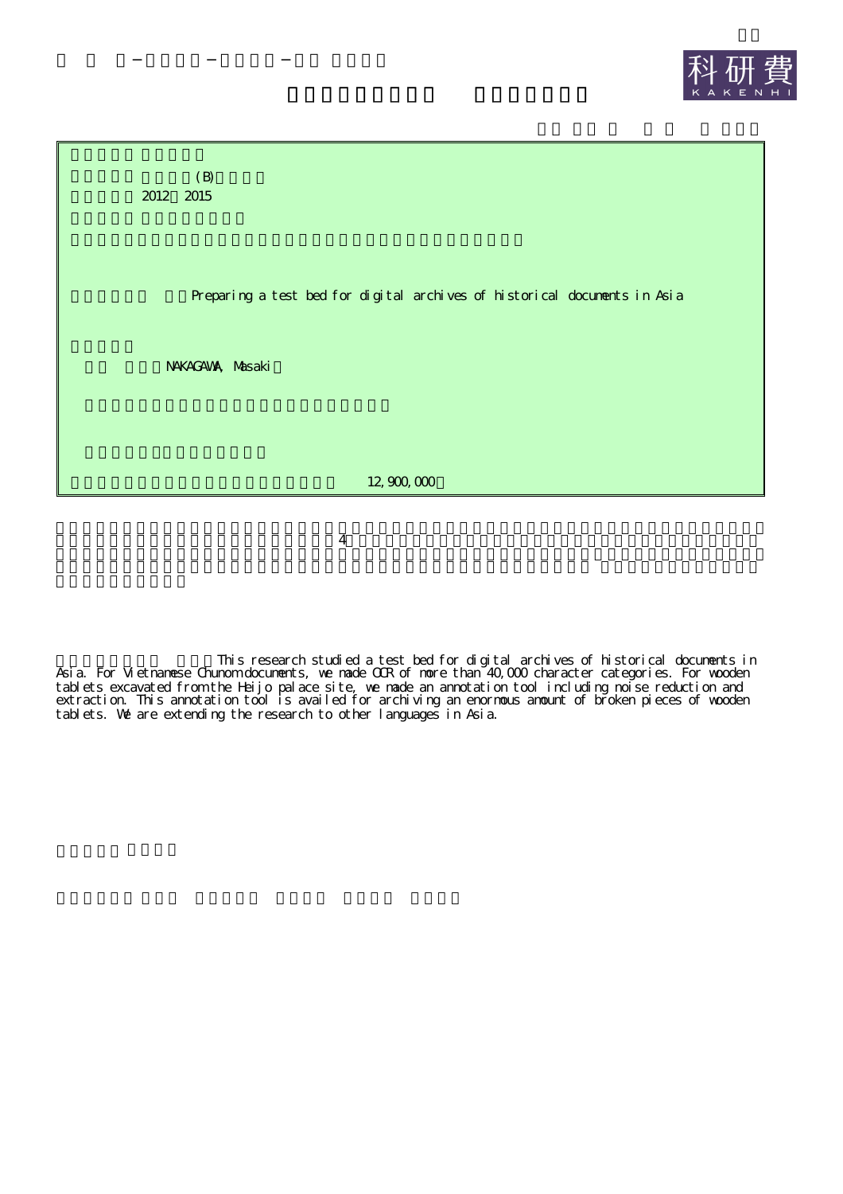(B)

2012 2015

Preparing a test bed for digital archives of historical documents in Asia

NAKAGAWA, Masaki

12,900,000

4

This research studied a test bed for digital archives of historical documents in Asia. For Vietnamese Chunom documents, we made OCR of more than 40,000 character categories. For wooden tablets excavated from the Heijo palace site, we made an annotation tool including noise reduction and extraction. This annotation tool is availed for archiving an enormous amount of broken pieces of wooden tablets. We are extending the research to other languages in Asia.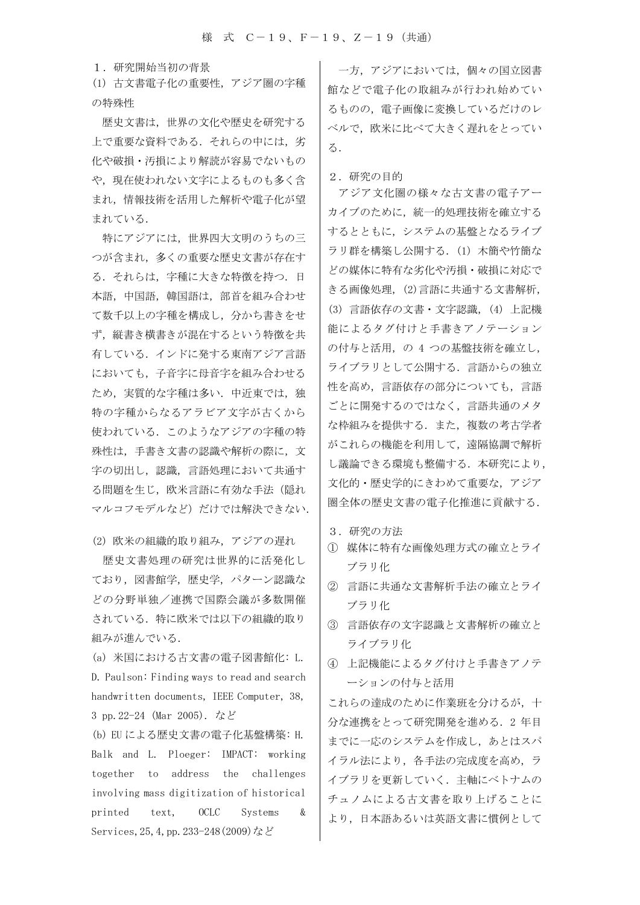## １．研究開始当初の背景

### (1) 古文書電子化の重要性，アジア圏の字種の特殊性

歴史文書は，世界の文化や歴史を研究する上で重要な資料である．それらの中には，劣化や破損・汚損により解読が容易でないものや，現在使われない文字によるものも多く含まれ，情報技術を活用した解析や電子化が望まれている．

特にアジアには，世界四大文明のうちの三つが含まれ，多くの重要な歴史文書が存在する．それらは，字種に大きな特徴を持つ．日本語，中国語，韓国語は，部首を組み合わせて数千以上の字種を構成し，分かち書きをせず，縦書き横書きが混在するという特徴を共有している．インドに発する東南アジア言語においても，子音字に母音字を組み合わせるため，実質的な字種は多い．中近東では，独特の字種からなるアラビア文字が古くから使われている．このようなアジアの字種の特殊性は，手書き文書の認識や解析の際に，文字の切出し，認識，言語処理において共通する問題を生じ，欧米言語に有効な手法（隠れマルコフモデルなど）だけでは解決できない．

### (2) 欧米の組織的取り組み，アジアの遅れ

歴史文書処理の研究は世界的に活発化しており，図書館学，歴史学，パターン認識などの分野単独／連携で国際会議が多数開催されている．特に欧米では以下の組織的取り組みが進んでいる．

(a) 米国における古文書の電子図書館化：L. D. Paulson：Finding ways to read and search handwritten documents, IEEE Computer, 38, 3 pp.22-24 (Mar 2005)．など

(b) EU による歴史文書の電子化基盤構築：H. Balk and L. Ploeger: IMPACT: working together to address the challenges involving mass digitization of historical printed text, OCLC Systems & Services,25,4,pp.233-248(2009)など

一方，アジアにおいては，個々の国立図書館などで電子化の取組みが行われ始めているものの，電子画像に変換しているだけのレベルで，欧米に比べて大きく遅れをとっている．

## ２．研究の目的

アジア文化圏の様々な古文書の電子アーカイブのために，統一的処理技術を確立するとともに，システムの基盤となるライブラリ群を構築し公開する．(1) 木簡や竹簡などの媒体に特有な劣化や汚損・破損に対応できる画像処理，(2)言語に共通する文書解析，(3) 言語依存の文書・文字認識，(4) 上記機能によるタグ付けと手書きアノテーションの付与と活用，の 4 つの基盤技術を確立し，ライブラリとして公開する．言語からの独立性を高め，言語依存の部分についても，言語ごとに開発するのではなく，言語共通のメタな枠組みを提供する．また，複数の考古学者がこれらの機能を利用して，遠隔協調で解析し議論できる環境も整備する．本研究により，文化的・歴史学的にきわめて重要な，アジア圏全体の歴史文書の電子化推進に貢献する．

## ３．研究の方法

① 媒体に特有な画像処理方式の確立とライブラリ化
② 言語に共通な文書解析手法の確立とライブラリ化
③ 言語依存の文字認識と文書解析の確立とライブラリ化
④ 上記機能によるタグ付けと手書きアノテーションの付与と活用

これらの達成のために作業班を分けるが，十分な連携をとって研究開発を進める．2 年目までに一応のシステムを作成し，あとはスパイラル法により，各手法の完成度を高め，ライブラリを更新していく．主軸にベトナムのチュノムによる古文書を取り上げることにより，日本語あるいは英語文書に慣例として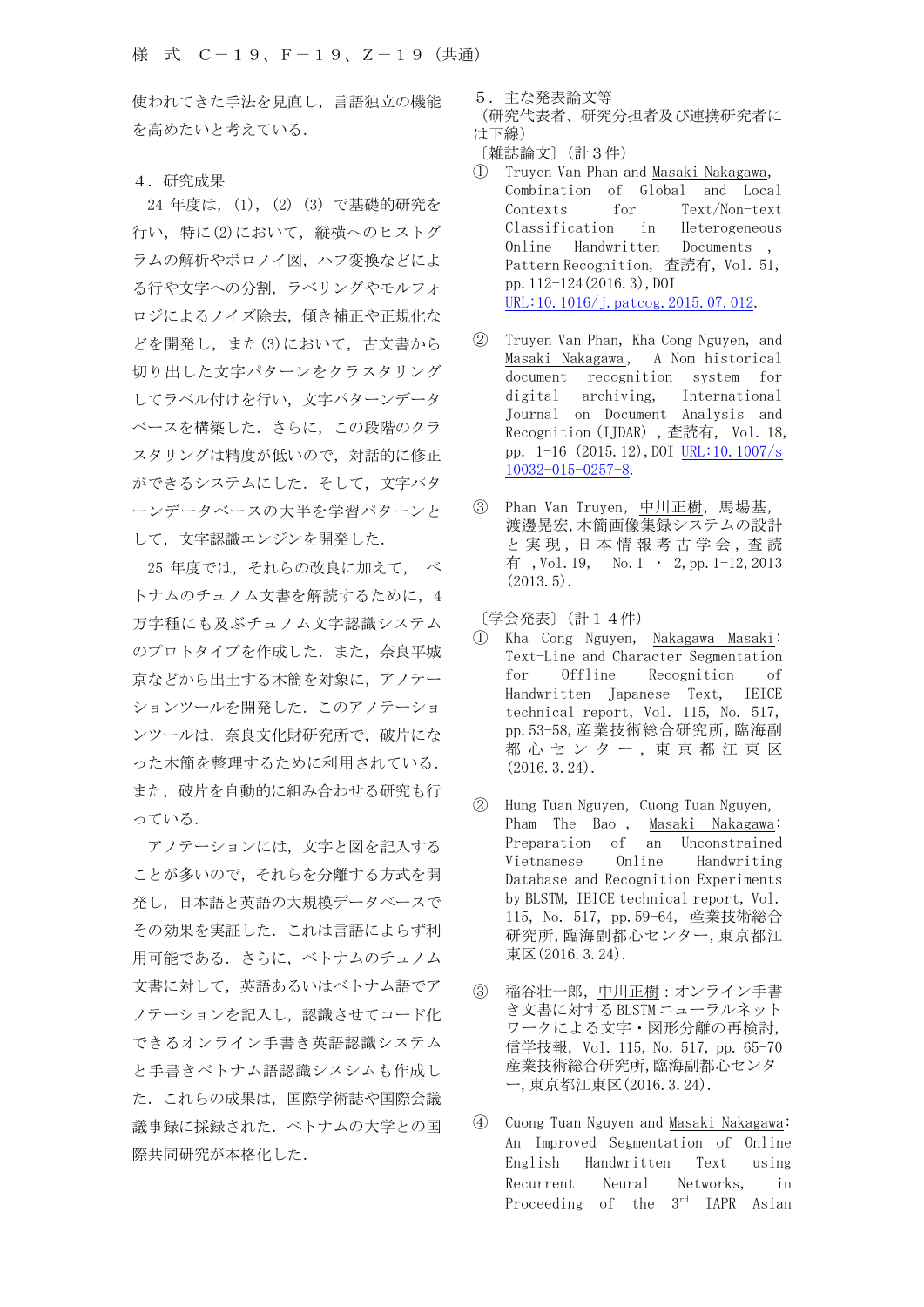使われてきた手法を見直し，言語独立の機能を高めたいと考えている．

４．研究成果

24 年度は，(1)，(2) (3) で基礎的研究を行い，特に(2)において，縦横へのヒストグラムの解析やボロノイ図，ハフ変換などによる行や文字への分割，ラベリングやモルフォロジによるノイズ除去，傾き補正や正規化などを開発し，また(3)において，古文書から切り出した文字パターンをクラスタリングしてラベル付けを行い，文字パターンデータベースを構築した．さらに，この段階のクラスタリングは精度が低いので，対話的に修正ができるシステムにした．そして，文字パターンデータベースの大半を学習パターンとして，文字認識エンジンを開発した．

25 年度では，それらの改良に加えて，ベトナムのチュノム文書を解読するために，4 万字種にも及ぶチュノム文字認識システムのプロトタイプを作成した．また，奈良平城京などから出土する木簡を対象に，アノテーションツールを開発した．このアノテーションツールは，奈良文化財研究所で，破片になった木簡を整理するために利用されている．また，破片を自動的に組み合わせる研究も行っている．

アノテーションには，文字と図を記入することが多いので，それらを分離する方式を開発し，日本語と英語の大規模データベースでその効果を実証した．これは言語によらず利用可能である．さらに，ベトナムのチュノム文書に対して，英語あるいはベトナム語でアノテーションを記入し，認識させてコード化できるオンライン手書き英語認識システムと手書きベトナム語認識シスシムも作成した．これらの成果は，国際学術誌や国際会議議事録に採録された．ベトナムの大学との国際共同研究が本格化した．

５．主な発表論文等

（研究代表者、研究分担者及び連携研究者には下線）

〔雑誌論文〕（計３件）

① Truyen Van Phan and <u>Masaki Nakagawa</u>, Combination of Global and Local Contexts for Text/Non-text Classification in Heterogeneous Online Handwritten Documents , Pattern Recognition, 査読有, Vol. 51, pp. 112-124(2016.3), DOI URL:10.1016/j.patcog.2015.07.012.

② Truyen Van Phan, Kha Cong Nguyen, and <u>Masaki Nakagawa</u>, A Nom historical document recognition system for digital archiving, International Journal on Document Analysis and Recognition (IJDAR) , 査読有, Vol. 18, pp. 1-16 (2015.12), DOI URL:10.1007/s10032-015-0257-8.

③ Phan Van Truyen, <u>中川正樹</u>, 馬場基, 渡邊晃宏, 木簡画像集録システムの設計と実現, 日本情報考古学会, 査読有 , Vol. 19, No. 1 ・ 2, pp. 1-12, 2013 (2013.5).

〔学会発表〕（計１４件）

① Kha Cong Nguyen, <u>Nakagawa Masaki</u>: Text-Line and Character Segmentation for Offline Recognition of Handwritten Japanese Text, IEICE technical report, Vol. 115, No. 517, pp.53-58, 産業技術総合研究所, 臨海副都心センター, 東京都江東区 (2016.3.24).

② Hung Tuan Nguyen, Cuong Tuan Nguyen, Pham The Bao , <u>Masaki Nakagawa</u>: Preparation of an Unconstrained Online Vietnamese Online Handwriting Database and Recognition Experiments by BLSTM, IEICE technical report, Vol. 115, No. 517, pp.59-64, 産業技術総合研究所, 臨海副都心センター, 東京都江東区(2016.3.24).

③ 稲谷壮一郎, <u>中川正樹</u>：オンライン手書き文書に対する BLSTM ニューラルネットワークによる文字・図形分離の再検討, 信学技報, Vol. 115, No. 517, pp. 65-70 産業技術総合研究所, 臨海副都心センター, 東京都江東区(2016.3.24).

④ Cuong Tuan Nguyen and <u>Masaki Nakagawa</u>: An Improved Segmentation of Online English Handwritten Text using Recurrent Neural Networks, in Proceeding of the 3rd IAPR Asian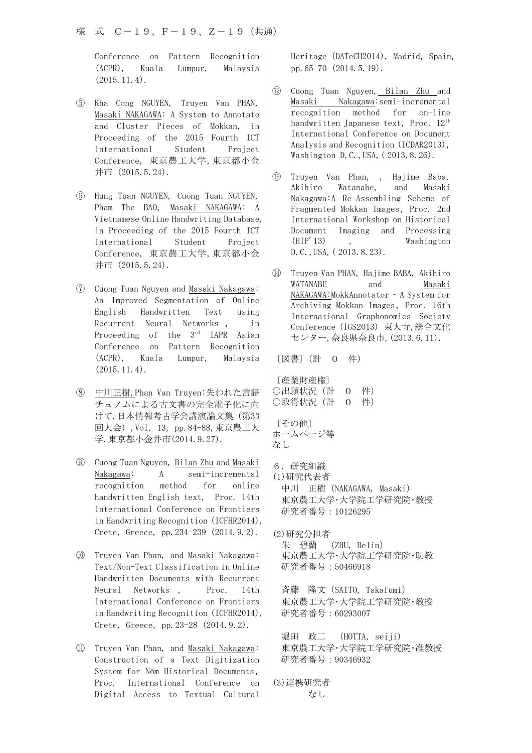Conference on Pattern Recognition (ACPR), Kuala Lumpur, Malaysia (2015.11.4).

⑤ Kha Cong NGUYEN, Truyen Van PHAN, Masaki NAKAGAWA: A System to Annotate and Cluster Pieces of Mokkan, in Proceeding of the 2015 Fourth ICT International Student Project Conference, 東京農工大学,東京都小金井市 (2015.5.24).

⑥ Hung Tuan NGUYEN, Cuong Tuan NGUYEN, Pham The BAO, Masaki NAKAGAWA: A Vietnamese Online Handwriting Database, in Proceeding of the 2015 Fourth ICT International Student Project Conference, 東京農工大学,東京都小金井市 (2015.5.24).

⑦ Cuong Tuan Nguyen and Masaki Nakagawa: An Improved Segmentation of Online English Handwritten Text using Recurrent Neural Networks , in Proceeding of the 3rd IAPR Asian Conference on Pattern Recognition (ACPR), Kuala Lumpur, Malaysia (2015.11.4).

⑧ 中川正樹,Phan Van Truyen:失われた言語チュノムによる古文書の完全電子化に向けて,日本情報考古学会講演論文集（第33回大会）,Vol. 13, pp.84-88,東京農工大学,東京都小金井市(2014.9.27).

⑨ Cuong Tuan Nguyen, Bilan Zhu and Masaki Nakagawa: A semi-incremental recognition method for online handwritten English text, Proc. 14th International Conference on Frontiers in Handwriting Recognition (ICFHR2014), Crete, Greece, pp.234-239 (2014.9.2).

⑩ Truyen Van Phan, and Masaki Nakagawa: Text/Non-Text Classification in Online Handwritten Documents with Recurrent Neural Networks , Proc. 14th International Conference on Frontiers in Handwriting Recognition (ICFHR2014), Crete, Greece, pp.23-28 (2014.9.2).

⑪ Truyen Van Phan, and Masaki Nakagawa: Construction of a Text Digitization System for Nôm Historical Documents, Proc. International Conference on Digital Access to Textual Cultural Heritage (DATeCH2014), Madrid, Spain, pp.65-70 (2014.5.19).

⑫ Cuong Tuan Nguyen, Bilan Zhu and Masaki Nakagawa:semi-incremental recognition method for on-line handwritten Japanese text, Proc. 12th International Conference on Document Analysis and Recognition (ICDAR2013), Washington D.C.,USA,( 2013.8.26).

⑬ Truyen Van Phan, , Hajime Baba, Akihiro Watanabe, and Masaki Nakagawa:A Re-Assembling Scheme of Fragmented Mokkan Images, Proc. 2nd International Workshop on Historical Document Imaging and Processing (HIP'13) , Washington D.C.,USA,( 2013.8.23).

⑭ Truyen Van PHAN, Hajime BABA, Akihiro WATANABE and Masaki NAKAGAWA:MokkAnnotator – A System for Archiving Mokkan Images, Proc. 16th International Graphonomics Society Conference (IGS2013) 東大寺,総合文化センター,奈良県奈良市,(2013.6.11).

〔図書〕（計 0 件）

〔産業財産権〕
○出願状況（計 0 件）
○取得状況（計 0 件）

〔その他〕
ホームページ等
なし

6．研究組織
(1)研究代表者
中川 正樹（NAKAGAWA, Masaki）
東京農工大学･大学院工学研究院･教授
研究者番号：10126295

(2)研究分担者
朱 碧蘭 （ZHU, Belin）
東京農工大学･大学院工学研究院･助教
研究者番号：50466918

斉藤 隆文（SAITO, Takafumi）
東京農工大学･大学院工学研究院･教授
研究者番号：60293007

堀田 政二 （HOTTA, seiji）
東京農工大学･大学院工学研究院･准教授
研究者番号：90346932

(3)連携研究者
なし